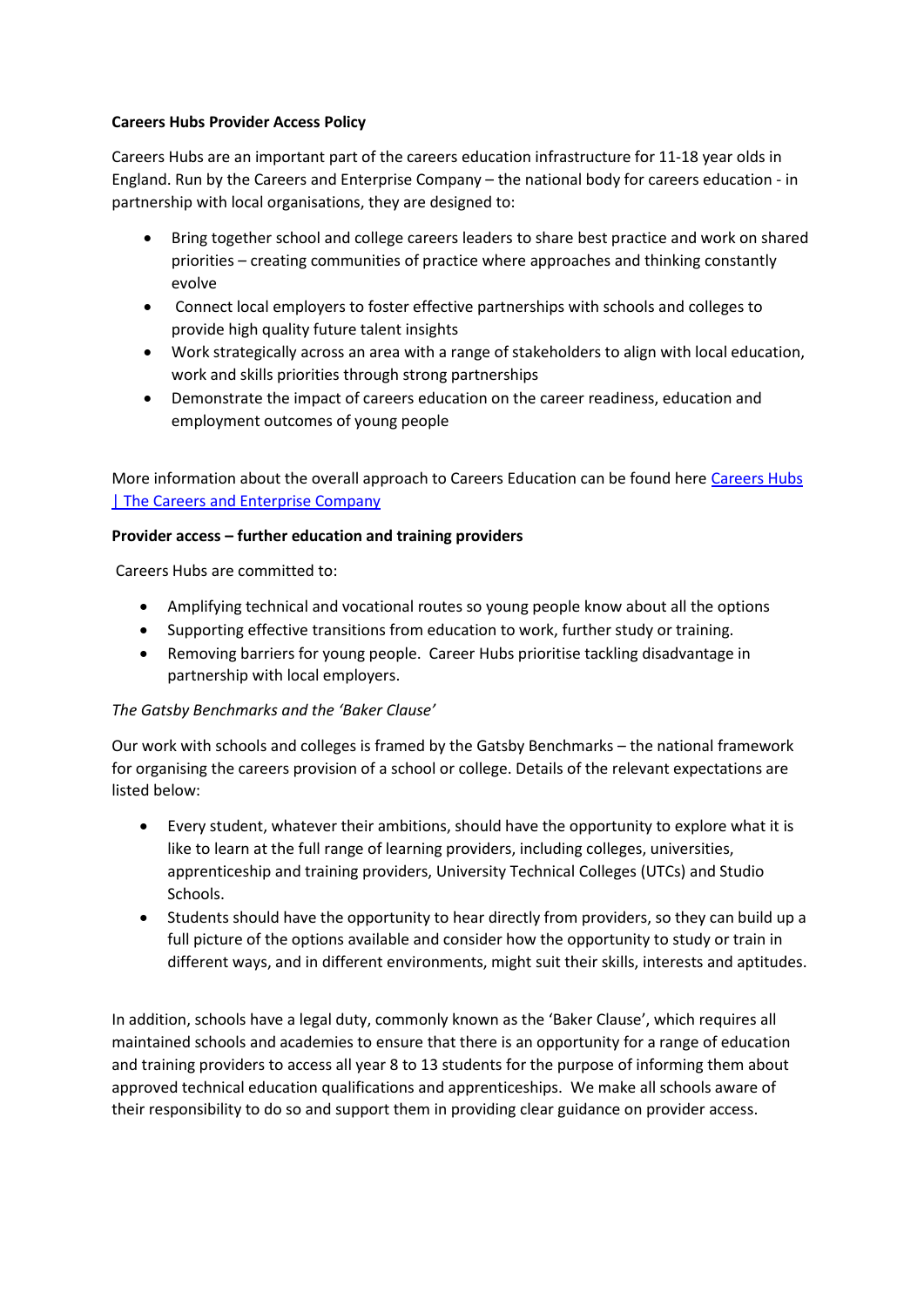**Careers Hubs Provider Access Policy**

Careers Hubs are an important part of the careers education infrastructure for 11-18 year olds in England. Run by the Careers and Enterprise Company – the national body for careers education - in partnership with local organisations, they are designed to:

- Bring together school and college careers leaders to share best practice and work on shared priorities – creating communities of practice where approaches and thinking constantly evolve
- Connect local employers to foster effective partnerships with schools and colleges to provide high quality future talent insights
- Work strategically across an area with a range of stakeholders to align with local education, work and skills priorities through strong partnerships
- Demonstrate the impact of careers education on the career readiness, education and employment outcomes of young people

More information about the overall approach to Careers Education can be found here [Careers Hubs | The Careers and Enterprise Company]

**Provider access – further education and training providers**

Careers Hubs are committed to:

- Amplifying technical and vocational routes so young people know about all the options
- Supporting effective transitions from education to work, further study or training.
- Removing barriers for young people. Career Hubs prioritise tackling disadvantage in partnership with local employers.

*The Gatsby Benchmarks and the 'Baker Clause'*

Our work with schools and colleges is framed by the Gatsby Benchmarks – the national framework for organising the careers provision of a school or college. Details of the relevant expectations are listed below:

- Every student, whatever their ambitions, should have the opportunity to explore what it is like to learn at the full range of learning providers, including colleges, universities, apprenticeship and training providers, University Technical Colleges (UTCs) and Studio Schools.
- Students should have the opportunity to hear directly from providers, so they can build up a full picture of the options available and consider how the opportunity to study or train in different ways, and in different environments, might suit their skills, interests and aptitudes.

In addition, schools have a legal duty, commonly known as the 'Baker Clause', which requires all maintained schools and academies to ensure that there is an opportunity for a range of education and training providers to access all year 8 to 13 students for the purpose of informing them about approved technical education qualifications and apprenticeships. We make all schools aware of their responsibility to do so and support them in providing clear guidance on provider access.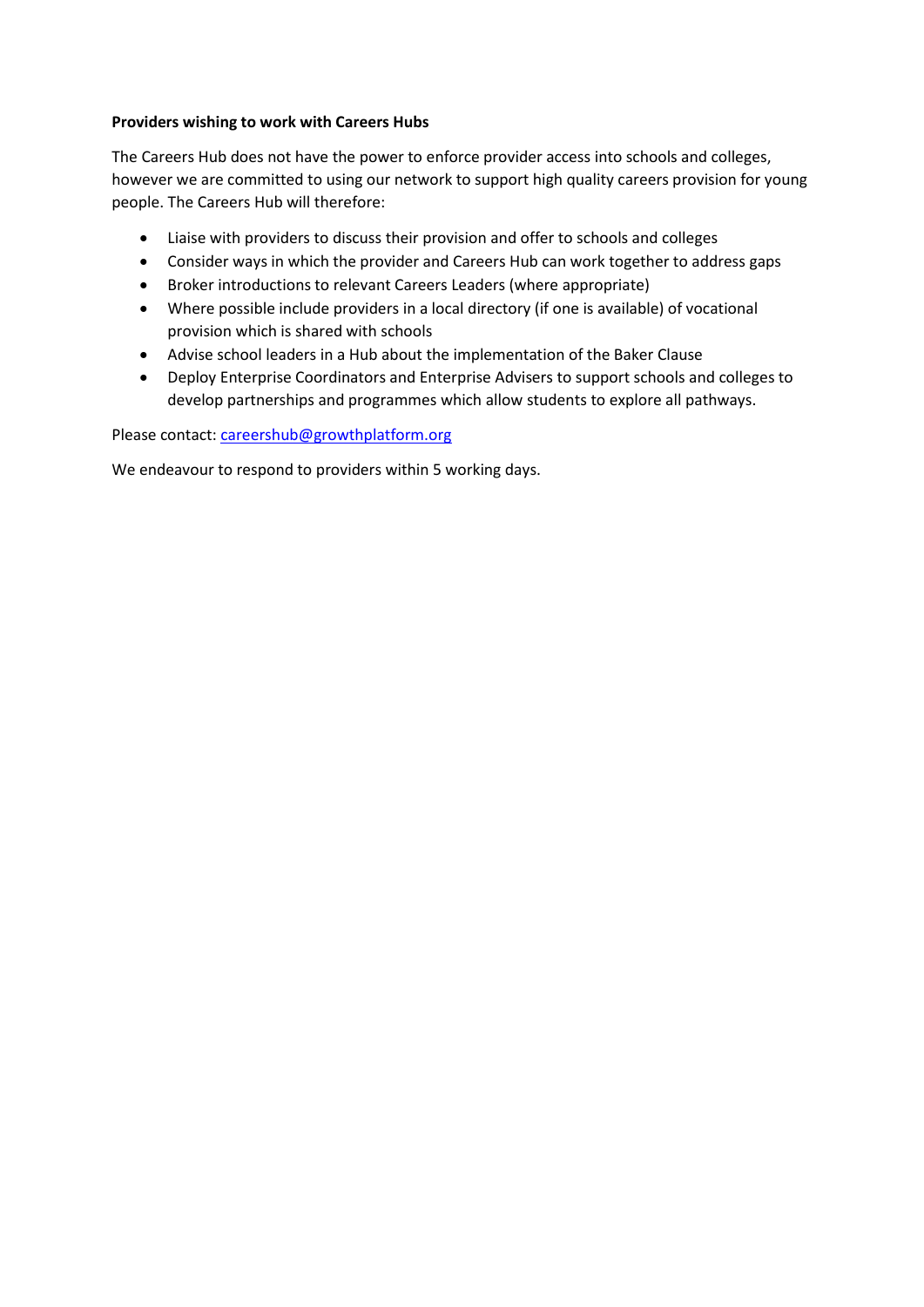**Providers wishing to work with Careers Hubs**

The Careers Hub does not have the power to enforce provider access into schools and colleges, however we are committed to using our network to support high quality careers provision for young people. The Careers Hub will therefore:

- Liaise with providers to discuss their provision and offer to schools and colleges
- Consider ways in which the provider and Careers Hub can work together to address gaps
- Broker introductions to relevant Careers Leaders (where appropriate)
- Where possible include providers in a local directory (if one is available) of vocational provision which is shared with schools
- Advise school leaders in a Hub about the implementation of the Baker Clause
- Deploy Enterprise Coordinators and Enterprise Advisers to support schools and colleges to develop partnerships and programmes which allow students to explore all pathways.

Please contact: careershub@growthplatform.org

We endeavour to respond to providers within 5 working days.